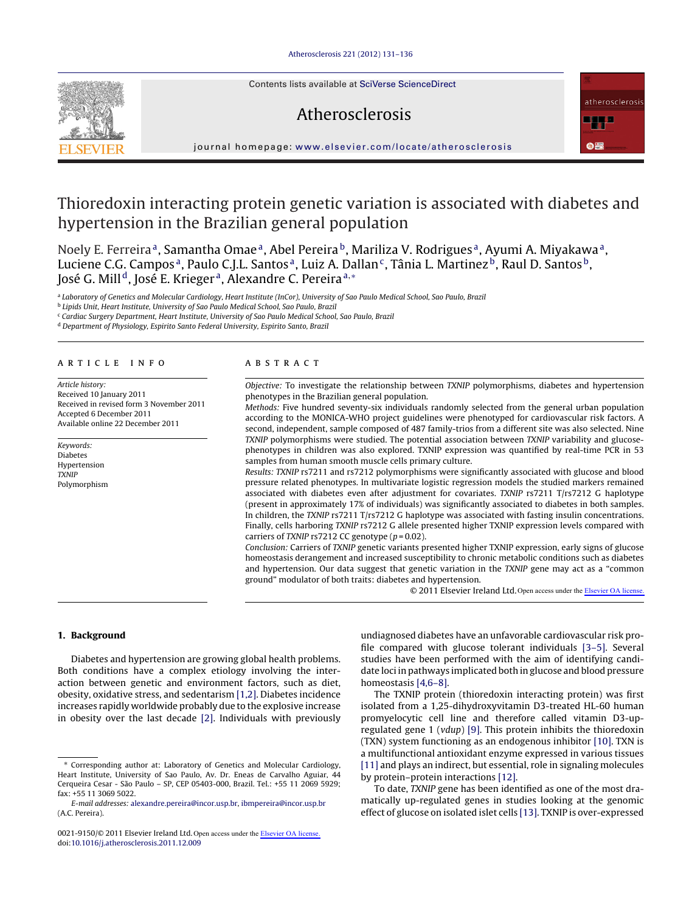# Thioredoxin interacting protein genetic variation is associated with diabetes and hypertension in the Brazilian general population

Noely E. Ferreira[a], Samantha Omae[a], Abel Pereira[b], Mariliza V. Rodrigues[a], Ayumi A. Miyakawa[a], Luciene C.G. Campos[a], Paulo C.J.L. Santos[a], Luiz A. Dallan[c], Tânia L. Martinez[b], Raul D. Santos[b], José G. Mill[d], José E. Krieger[a], Alexandre C. Pereira[a,*]

[a] Laboratory of Genetics and Molecular Cardiology, Heart Institute (InCor), University of Sao Paulo Medical School, Sao Paulo, Brazil
[b] Lipids Unit, Heart Institute, University of Sao Paulo Medical School, Sao Paulo, Brazil
[c] Cardiac Surgery Department, Heart Institute, University of Sao Paulo Medical School, Sao Paulo, Brazil
[d] Department of Physiology, Espirito Santo Federal University, Espirito Santo, Brazil

## ARTICLE INFO

*Article history:*
Received 10 January 2011
Received in revised form 3 November 2011
Accepted 6 December 2011
Available online 22 December 2011

*Keywords:*
Diabetes
Hypertension
*TXNIP*
Polymorphism

## ABSTRACT

*Objective:* To investigate the relationship between *TXNIP* polymorphisms, diabetes and hypertension phenotypes in the Brazilian general population.

*Methods:* Five hundred seventy-six individuals randomly selected from the general urban population according to the MONICA-WHO project guidelines were phenotyped for cardiovascular risk factors. A second, independent, sample composed of 487 family-trios from a different site was also selected. Nine *TXNIP* polymorphisms were studied. The potential association between *TXNIP* variability and glucose-phenotypes in children was also explored. TXNIP expression was quantified by real-time PCR in 53 samples from human smooth muscle cells primary culture.

*Results:* *TXNIP* rs7211 and rs7212 polymorphisms were significantly associated with glucose and blood pressure related phenotypes. In multivariate logistic regression models the studied markers remained associated with diabetes even after adjustment for covariates. *TXNIP* rs7211 T/rs7212 G haplotype (present in approximately 17% of individuals) was significantly associated to diabetes in both samples. In children, the *TXNIP* rs7211 T/rs7212 G haplotype was associated with fasting insulin concentrations. Finally, cells harboring *TXNIP* rs7212 G allele presented higher TXNIP expression levels compared with carriers of *TXNIP* rs7212 CC genotype ($p = 0.02$).

*Conclusion:* Carriers of *TXNIP* genetic variants presented higher TXNIP expression, early signs of glucose homeostasis derangement and increased susceptibility to chronic metabolic conditions such as diabetes and hypertension. Our data suggest that genetic variation in the *TXNIP* gene may act as a "common ground" modulator of both traits: diabetes and hypertension.

© 2011 Elsevier Ireland Ltd. Open access under the Elsevier OA license.

## 1. Background

Diabetes and hypertension are growing global health problems. Both conditions have a complex etiology involving the interaction between genetic and environment factors, such as diet, obesity, oxidative stress, and sedentarism [1,2]. Diabetes incidence increases rapidly worldwide probably due to the explosive increase in obesity over the last decade [2]. Individuals with previously undiagnosed diabetes have an unfavorable cardiovascular risk profile compared with glucose tolerant individuals [3–5]. Several studies have been performed with the aim of identifying candidate loci in pathways implicated both in glucose and blood pressure homeostasis [4,6–8].

The TXNIP protein (thioredoxin interacting protein) was first isolated from a 1,25-dihydroxyvitamin D3-treated HL-60 human promyelocytic cell line and therefore called vitamin D3-up-regulated gene 1 (*vdup*) [9]. This protein inhibits the thioredoxin (TXN) system functioning as an endogenous inhibitor [10]. TXN is a multifunctional antioxidant enzyme expressed in various tissues [11] and plays an indirect, but essential, role in signaling molecules by protein–protein interactions [12].

To date, *TXNIP* gene has been identified as one of the most dramatically up-regulated genes in studies looking at the genomic effect of glucose on isolated islet cells [13]. TXNIP is over-expressed

\* Corresponding author at: Laboratory of Genetics and Molecular Cardiology, Heart Institute, University of Sao Paulo, Av. Dr. Eneas de Carvalho Aguiar, 44 Cerqueira Cesar - São Paulo – SP, CEP 05403-000, Brazil. Tel.: +55 11 2069 5929; fax: +55 11 3069 5022.
*E-mail addresses:* alexandre.pereira@incor.usp.br, ibmpereira@incor.usp.br (A.C. Pereira).

0021-9150/© 2011 Elsevier Ireland Ltd. Open access under the Elsevier OA license.
doi:10.1016/j.atherosclerosis.2011.12.009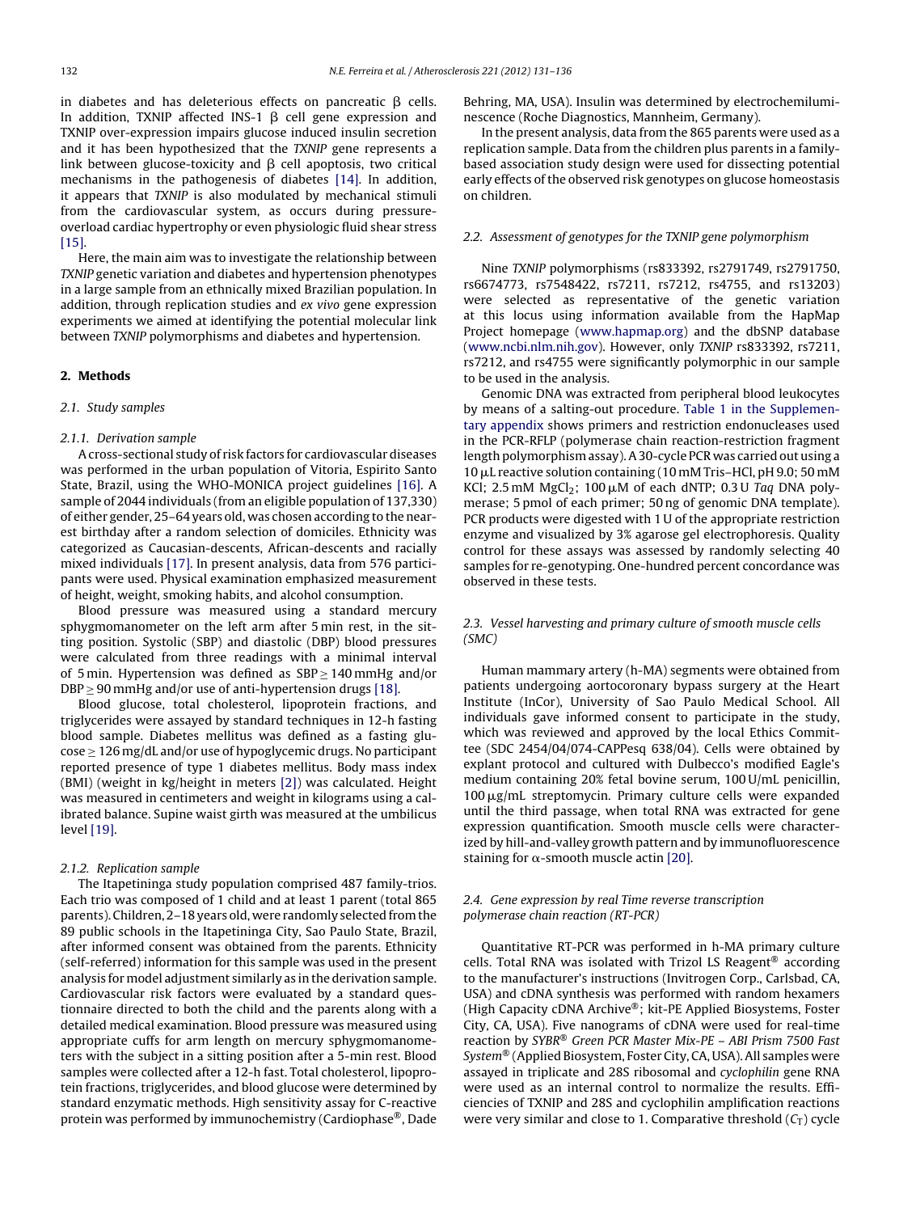in diabetes and has deleterious effects on pancreatic β cells. In addition, TXNIP affected INS-1 β cell gene expression and TXNIP over-expression impairs glucose induced insulin secretion and it has been hypothesized that the *TXNIP* gene represents a link between glucose-toxicity and β cell apoptosis, two critical mechanisms in the pathogenesis of diabetes [14]. In addition, it appears that *TXNIP* is also modulated by mechanical stimuli from the cardiovascular system, as occurs during pressure-overload cardiac hypertrophy or even physiologic fluid shear stress [15].

Here, the main aim was to investigate the relationship between *TXNIP* genetic variation and diabetes and hypertension phenotypes in a large sample from an ethnically mixed Brazilian population. In addition, through replication studies and *ex vivo* gene expression experiments we aimed at identifying the potential molecular link between *TXNIP* polymorphisms and diabetes and hypertension.

## 2. Methods

### 2.1. Study samples

#### 2.1.1. Derivation sample

A cross-sectional study of risk factors for cardiovascular diseases was performed in the urban population of Vitoria, Espirito Santo State, Brazil, using the WHO-MONICA project guidelines [16]. A sample of 2044 individuals (from an eligible population of 137,330) of either gender, 25–64 years old, was chosen according to the nearest birthday after a random selection of domiciles. Ethnicity was categorized as Caucasian-descents, African-descents and racially mixed individuals [17]. In present analysis, data from 576 participants were used. Physical examination emphasized measurement of height, weight, smoking habits, and alcohol consumption.

Blood pressure was measured using a standard mercury sphygmomanometer on the left arm after 5 min rest, in the sitting position. Systolic (SBP) and diastolic (DBP) blood pressures were calculated from three readings with a minimal interval of 5 min. Hypertension was defined as SBP ≥ 140 mmHg and/or DBP ≥ 90 mmHg and/or use of anti-hypertension drugs [18].

Blood glucose, total cholesterol, lipoprotein fractions, and triglycerides were assayed by standard techniques in 12-h fasting blood sample. Diabetes mellitus was defined as a fasting glucose ≥ 126 mg/dL and/or use of hypoglycemic drugs. No participant reported presence of type 1 diabetes mellitus. Body mass index (BMI) (weight in kg/height in meters [2]) was calculated. Height was measured in centimeters and weight in kilograms using a calibrated balance. Supine waist girth was measured at the umbilicus level [19].

#### 2.1.2. Replication sample

The Itapetininga study population comprised 487 family-trios. Each trio was composed of 1 child and at least 1 parent (total 865 parents). Children, 2–18 years old, were randomly selected from the 89 public schools in the Itapetininga City, Sao Paulo State, Brazil, after informed consent was obtained from the parents. Ethnicity (self-referred) information for this sample was used in the present analysis for model adjustment similarly as in the derivation sample. Cardiovascular risk factors were evaluated by a standard questionnaire directed to both the child and the parents along with a detailed medical examination. Blood pressure was measured using appropriate cuffs for arm length on mercury sphygmomanometers with the subject in a sitting position after a 5-min rest. Blood samples were collected after a 12-h fast. Total cholesterol, lipoprotein fractions, triglycerides, and blood glucose were determined by standard enzymatic methods. High sensitivity assay for C-reactive protein was performed by immunochemistry (Cardiophase®, Dade Behring, MA, USA). Insulin was determined by electrochemiluminescence (Roche Diagnostics, Mannheim, Germany).

In the present analysis, data from the 865 parents were used as a replication sample. Data from the children plus parents in a family-based association study design were used for dissecting potential early effects of the observed risk genotypes on glucose homeostasis on children.

### 2.2. Assessment of genotypes for the TXNIP gene polymorphism

Nine *TXNIP* polymorphisms (rs833392, rs2791749, rs2791750, rs6674773, rs7548422, rs7211, rs7212, rs4755, and rs13203) were selected as representative of the genetic variation at this locus using information available from the HapMap Project homepage (www.hapmap.org) and the dbSNP database (www.ncbi.nlm.nih.gov). However, only *TXNIP* rs833392, rs7211, rs7212, and rs4755 were significantly polymorphic in our sample to be used in the analysis.

Genomic DNA was extracted from peripheral blood leukocytes by means of a salting-out procedure. Table 1 in the Supplementary appendix shows primers and restriction endonucleases used in the PCR-RFLP (polymerase chain reaction-restriction fragment length polymorphism assay). A 30-cycle PCR was carried out using a 10 μL reactive solution containing (10 mM Tris–HCl, pH 9.0; 50 mM KCl; 2.5 mM $MgCl_2$; 100 μM of each dNTP; 0.3 U *Taq* DNA polymerase; 5 pmol of each primer; 50 ng of genomic DNA template). PCR products were digested with 1 U of the appropriate restriction enzyme and visualized by 3% agarose gel electrophoresis. Quality control for these assays was assessed by randomly selecting 40 samples for re-genotyping. One-hundred percent concordance was observed in these tests.

### 2.3. Vessel harvesting and primary culture of smooth muscle cells (SMC)

Human mammary artery (h-MA) segments were obtained from patients undergoing aortocoronary bypass surgery at the Heart Institute (InCor), University of Sao Paulo Medical School. All individuals gave informed consent to participate in the study, which was reviewed and approved by the local Ethics Committee (SDC 2454/04/074-CAPPesq 638/04). Cells were obtained by explant protocol and cultured with Dulbecco's modified Eagle's medium containing 20% fetal bovine serum, 100 U/mL penicillin, 100 μg/mL streptomycin. Primary culture cells were expanded until the third passage, when total RNA was extracted for gene expression quantification. Smooth muscle cells were characterized by hill-and-valley growth pattern and by immunofluorescence staining for α-smooth muscle actin [20].

### 2.4. Gene expression by real Time reverse transcription polymerase chain reaction (RT-PCR)

Quantitative RT-PCR was performed in h-MA primary culture cells. Total RNA was isolated with Trizol LS Reagent® according to the manufacturer's instructions (Invitrogen Corp., Carlsbad, CA, USA) and cDNA synthesis was performed with random hexamers (High Capacity cDNA Archive®; kit-PE Applied Biosystems, Foster City, CA, USA). Five nanograms of cDNA were used for real-time reaction by *SYBR® Green PCR Master Mix-PE – ABI Prism 7500 Fast System®* (Applied Biosystem, Foster City, CA, USA). All samples were assayed in triplicate and 28S ribosomal and *cyclophilin* gene RNA were used as an internal control to normalize the results. Efficiencies of TXNIP and 28S and cyclophilin amplification reactions were very similar and close to 1. Comparative threshold ($C_T$) cycle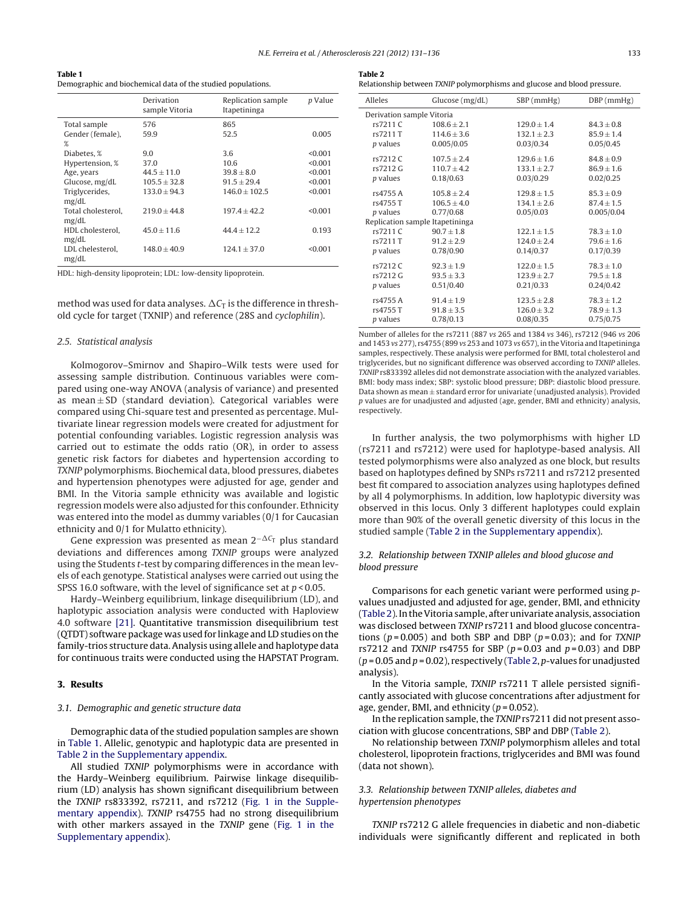**Table 1**
Demographic and biochemical data of the studied populations.

| | Derivation sample Vitoria | Replication sample Itapetininga | p Value |
|---|---|---|---|
| Total sample | 576 | 865 | |
| Gender (female), % | 59.9 | 52.5 | 0.005 |
| Diabetes, % | 9.0 | 3.6 | <0.001 |
| Hypertension, % | 37.0 | 10.6 | <0.001 |
| Age, years | 44.5 ± 11.0 | 39.8 ± 8.0 | <0.001 |
| Glucose, mg/dL | 105.5 ± 32.8 | 91.5 ± 29.4 | <0.001 |
| Triglycerides, mg/dL | 133.0 ± 94.3 | 146.0 ± 102.5 | <0.001 |
| Total cholesterol, mg/dL | 219.0 ± 44.8 | 197.4 ± 42.2 | <0.001 |
| HDL cholesterol, mg/dL | 45.0 ± 11.6 | 44.4 ± 12.2 | 0.193 |
| LDL chelesterol, mg/dL | 148.0 ± 40.9 | 124.1 ± 37.0 | <0.001 |

HDL: high-density lipoprotein; LDL: low-density lipoprotein.

method was used for data analyses. $\Delta C_T$ is the difference in threshold cycle for target (TXNIP) and reference (28S and *cyclophilin*).

### 2.5. Statistical analysis

Kolmogorov–Smirnov and Shapiro–Wilk tests were used for assessing sample distribution. Continuous variables were compared using one-way ANOVA (analysis of variance) and presented as mean ± SD (standard deviation). Categorical variables were compared using Chi-square test and presented as percentage. Multivariate linear regression models were created for adjustment for potential confounding variables. Logistic regression analysis was carried out to estimate the odds ratio (OR), in order to assess genetic risk factors for diabetes and hypertension according to *TXNIP* polymorphisms. Biochemical data, blood pressures, diabetes and hypertension phenotypes were adjusted for age, gender and BMI. In the Vitoria sample ethnicity was available and logistic regression models were also adjusted for this confounder. Ethnicity was entered into the model as dummy variables (0/1 for Caucasian ethnicity and 0/1 for Mulatto ethnicity).

Gene expression was presented as mean $2^{-\Delta C_T}$ plus standard deviations and differences among *TXNIP* groups were analyzed using the Students *t*-test by comparing differences in the mean levels of each genotype. Statistical analyses were carried out using the SPSS 16.0 software, with the level of significance set at $p < 0.05$.

Hardy–Weinberg equilibrium, linkage disequilibrium (LD), and haplotypic association analysis were conducted with Haploview 4.0 software [21]. Quantitative transmission disequilibrium test (QTDT) software package was used for linkage and LD studies on the family-trios structure data. Analysis using allele and haplotype data for continuous traits were conducted using the HAPSTAT Program.

## 3. Results

### 3.1. Demographic and genetic structure data

Demographic data of the studied population samples are shown in Table 1. Allelic, genotypic and haplotypic data are presented in Table 2 in the Supplementary appendix.

All studied *TXNIP* polymorphisms were in accordance with the Hardy–Weinberg equilibrium. Pairwise linkage disequilibrium (LD) analysis has shown significant disequilibrium between the *TXNIP* rs833392, rs7211, and rs7212 (Fig. 1 in the Supplementary appendix). *TXNIP* rs4755 had no strong disequilibrium with other markers assayed in the *TXNIP* gene (Fig. 1 in the Supplementary appendix).

**Table 2**
Relationship between *TXNIP* polymorphisms and glucose and blood pressure.

| Alleles | Glucose (mg/dL) | SBP (mmHg) | DBP (mmHg) |
|---|---|---|---|
| Derivation sample Vitoria | | | |
| rs7211 C | 108.6 ± 2.1 | 129.0 ± 1.4 | 84.3 ± 0.8 |
| rs7211 T | 114.6 ± 3.6 | 132.1 ± 2.3 | 85.9 ± 1.4 |
| p values | 0.005/0.05 | 0.03/0.34 | 0.05/0.45 |
| rs7212 C | 107.5 ± 2.4 | 129.6 ± 1.6 | 84.8 ± 0.9 |
| rs7212 G | 110.7 ± 4.2 | 133.1 ± 2.7 | 86.9 ± 1.6 |
| p values | 0.18/0.63 | 0.03/0.29 | 0.02/0.25 |
| rs4755 A | 105.8 ± 2.4 | 129.8 ± 1.5 | 85.3 ± 0.9 |
| rs4755 T | 106.5 ± 4.0 | 134.1 ± 2.6 | 87.4 ± 1.5 |
| p values | 0.77/0.68 | 0.05/0.03 | 0.005/0.04 |
| Replication sample Itapetininga | | | |
| rs7211 C | 90.7 ± 1.8 | 122.1 ± 1.5 | 78.3 ± 1.0 |
| rs7211 T | 91.2 ± 2.9 | 124.0 ± 2.4 | 79.6 ± 1.6 |
| p values | 0.78/0.90 | 0.14/0.37 | 0.17/0.39 |
| rs7212 C | 92.3 ± 1.9 | 122.0 ± 1.5 | 78.3 ± 1.0 |
| rs7212 G | 93.5 ± 3.3 | 123.9 ± 2.7 | 79.5 ± 1.8 |
| p values | 0.51/0.40 | 0.21/0.33 | 0.24/0.42 |
| rs4755 A | 91.4 ± 1.9 | 123.5 ± 2.8 | 78.3 ± 1.2 |
| rs4755 T | 91.8 ± 3.5 | 126.0 ± 3.2 | 78.9 ± 1.3 |
| p values | 0.78/0.13 | 0.08/0.35 | 0.75/0.75 |

Number of alleles for the rs7211 (887 *vs* 265 and 1384 *vs* 346), rs7212 (946 *vs* 206 and 1453 *vs* 277), rs4755 (899 *vs* 253 and 1073 *vs* 657), in the Vitoria and Itapetininga samples, respectively. These analysis were performed for BMI, total cholesterol and triglycerides, but no significant difference was observed according to *TXNIP* alleles. *TXNIP* rs833392 alleles did not demonstrate association with the analyzed variables. BMI: body mass index; SBP: systolic blood pressure; DBP: diastolic blood pressure. Data shown as mean ± standard error for univariate (unadjusted analysis). Provided *p* values are for unadjusted and adjusted (age, gender, BMI and ethnicity) analysis, respectively.

In further analysis, the two polymorphisms with higher LD (rs7211 and rs7212) were used for haplotype-based analysis. All tested polymorphisms were also analyzed as one block, but results based on haplotypes defined by SNPs rs7211 and rs7212 presented best fit compared to association analyzes using haplotypes defined by all 4 polymorphisms. In addition, low haplotypic diversity was observed in this locus. Only 3 different haplotypes could explain more than 90% of the overall genetic diversity of this locus in the studied sample (Table 2 in the Supplementary appendix).

### 3.2. Relationship between TXNIP alleles and blood glucose and blood pressure

Comparisons for each genetic variant were performed using *p*-values unadjusted and adjusted for age, gender, BMI, and ethnicity (Table 2). In the Vitoria sample, after univariate analysis, association was disclosed between *TXNIP* rs7211 and blood glucose concentrations ($p = 0.005$) and both SBP and DBP ($p = 0.03$); and for *TXNIP* rs7212 and *TXNIP* rs4755 for SBP ($p = 0.03$ and $p = 0.03$) and DBP ($p = 0.05$ and $p = 0.02$), respectively (Table 2, *p*-values for unadjusted analysis).

In the Vitoria sample, *TXNIP* rs7211 T allele persisted significantly associated with glucose concentrations after adjustment for age, gender, BMI, and ethnicity ($p = 0.052$).

In the replication sample, the *TXNIP* rs7211 did not present association with glucose concentrations, SBP and DBP (Table 2).

No relationship between *TXNIP* polymorphism alleles and total cholesterol, lipoprotein fractions, triglycerides and BMI was found (data not shown).

### 3.3. Relationship between TXNIP alleles, diabetes and hypertension phenotypes

*TXNIP* rs7212 G allele frequencies in diabetic and non-diabetic individuals were significantly different and replicated in both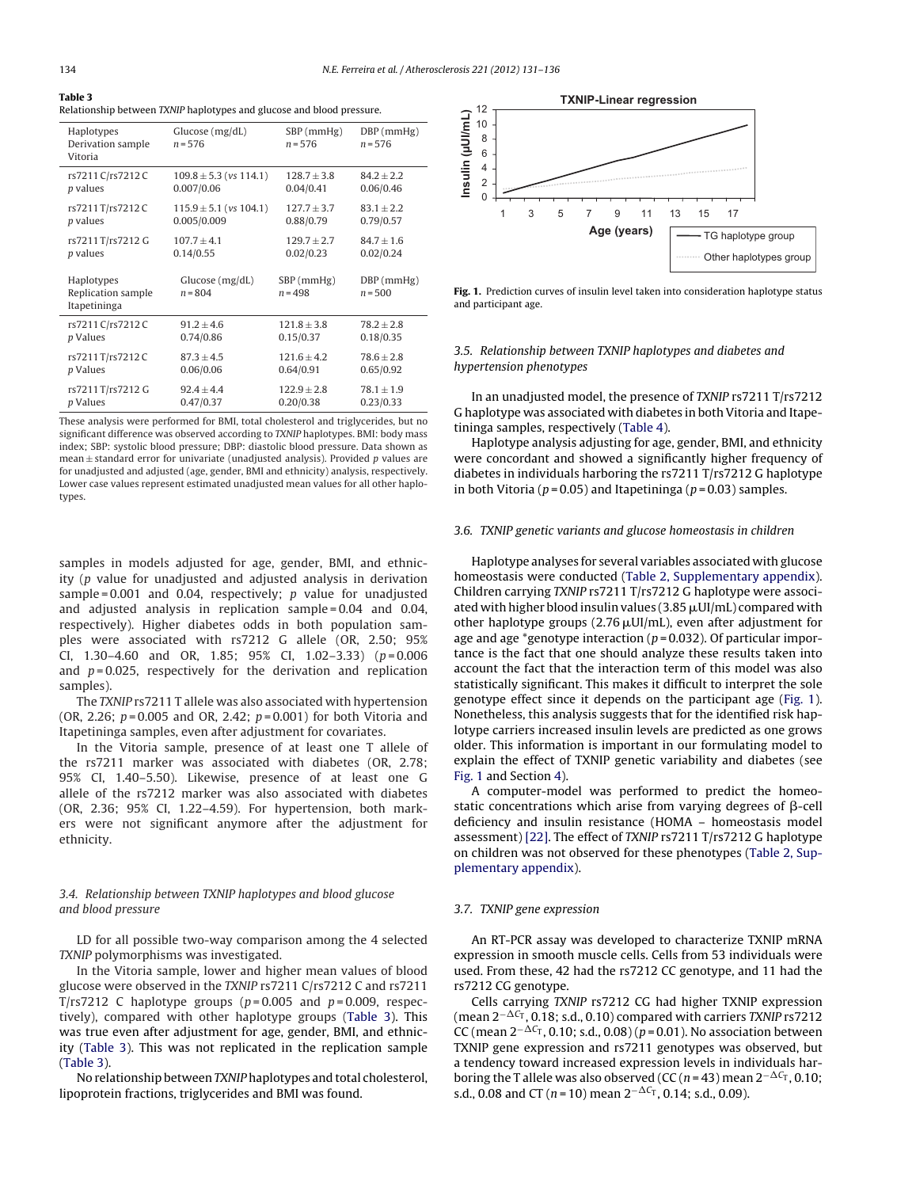**Table 3**
Relationship between *TXNIP* haplotypes and glucose and blood pressure.

| Haplotypes Derivation sample Vitoria | Glucose (mg/dL) $n = 576$ | SBP (mmHg) $n = 576$ | DBP (mmHg) $n = 576$ |
|---|---|---|---|
| rs7211 C/rs7212 C | 109.8 ± 5.3 (*vs* 114.1) | 128.7 ± 3.8 | 84.2 ± 2.2 |
| *p* values | 0.007/0.06 | 0.04/0.41 | 0.06/0.46 |
| rs7211 T/rs7212 C | 115.9 ± 5.1 (*vs* 104.1) | 127.7 ± 3.7 | 83.1 ± 2.2 |
| *p* values | 0.005/0.009 | 0.88/0.79 | 0.79/0.57 |
| rs7211 T/rs7212 G | 107.7 ± 4.1 | 129.7 ± 2.7 | 84.7 ± 1.6 |
| *p* values | 0.14/0.55 | 0.02/0.23 | 0.02/0.24 |
| **Haplotypes Replication sample Itapetininga** | **Glucose (mg/dL) $n = 804$** | **SBP (mmHg) $n = 498$** | **DBP (mmHg) $n = 500$** |
| rs7211 C/rs7212 C | 91.2 ± 4.6 | 121.8 ± 3.8 | 78.2 ± 2.8 |
| *p* Values | 0.74/0.86 | 0.15/0.37 | 0.18/0.35 |
| rs7211 T/rs7212 C | 87.3 ± 4.5 | 121.6 ± 4.2 | 78.6 ± 2.8 |
| *p* Values | 0.06/0.06 | 0.64/0.91 | 0.65/0.92 |
| rs7211 T/rs7212 G | 92.4 ± 4.4 | 122.9 ± 2.8 | 78.1 ± 1.9 |
| *p* Values | 0.47/0.37 | 0.20/0.38 | 0.23/0.33 |

These analysis were performed for BMI, total cholesterol and triglycerides, but no significant difference was observed according to *TXNIP* haplotypes. BMI: body mass index; SBP: systolic blood pressure; DBP: diastolic blood pressure. Data shown as mean ± standard error for univariate (unadjusted analysis). Provided *p* values are for unadjusted and adjusted (age, gender, BMI and ethnicity) analysis, respectively. Lower case values represent estimated unadjusted mean values for all other haplotypes.

samples in models adjusted for age, gender, BMI, and ethnicity (*p* value for unadjusted and adjusted analysis in derivation sample = 0.001 and 0.04, respectively; *p* value for unadjusted and adjusted analysis in replication sample = 0.04 and 0.04, respectively). Higher diabetes odds in both population samples were associated with rs7212 G allele (OR, 2.50; 95% CI, 1.30–4.60 and OR, 1.85; 95% CI, 1.02–3.33) ($p = 0.006$ and $p = 0.025$, respectively for the derivation and replication samples).

The *TXNIP* rs7211 T allele was also associated with hypertension (OR, 2.26; $p = 0.005$ and OR, 2.42; $p = 0.001$) for both Vitoria and Itapetininga samples, even after adjustment for covariates.

In the Vitoria sample, presence of at least one T allele of the rs7211 marker was associated with diabetes (OR, 2.78; 95% CI, 1.40–5.50). Likewise, presence of at least one G allele of the rs7212 marker was also associated with diabetes (OR, 2.36; 95% CI, 1.22–4.59). For hypertension, both markers were not significant anymore after the adjustment for ethnicity.

### 3.4. Relationship between TXNIP haplotypes and blood glucose and blood pressure

LD for all possible two-way comparison among the 4 selected *TXNIP* polymorphisms was investigated.

In the Vitoria sample, lower and higher mean values of blood glucose were observed in the *TXNIP* rs7211 C/rs7212 C and rs7211 T/rs7212 C haplotype groups ($p = 0.005$ and $p = 0.009$, respectively), compared with other haplotype groups (Table 3). This was true even after adjustment for age, gender, BMI, and ethnicity (Table 3). This was not replicated in the replication sample (Table 3).

No relationship between *TXNIP* haplotypes and total cholesterol, lipoprotein fractions, triglycerides and BMI was found.

**Fig. 1.** Prediction curves of insulin level taken into consideration haplotype status and participant age.

### 3.5. Relationship between TXNIP haplotypes and diabetes and hypertension phenotypes

In an unadjusted model, the presence of *TXNIP* rs7211 T/rs7212 G haplotype was associated with diabetes in both Vitoria and Itapetininga samples, respectively (Table 4).

Haplotype analysis adjusting for age, gender, BMI, and ethnicity were concordant and showed a significantly higher frequency of diabetes in individuals harboring the rs7211 T/rs7212 G haplotype in both Vitoria ($p = 0.05$) and Itapetininga ($p = 0.03$) samples.

### 3.6. TXNIP genetic variants and glucose homeostasis in children

Haplotype analyses for several variables associated with glucose homeostasis were conducted (Table 2, Supplementary appendix). Children carrying *TXNIP* rs7211 T/rs7212 G haplotype were associated with higher blood insulin values (3.85 μUI/mL) compared with other haplotype groups (2.76 μUI/mL), even after adjustment for age and age *genotype interaction ($p = 0.032$). Of particular importance is the fact that one should analyze these results taken into account the fact that the interaction term of this model was also statistically significant. This makes it difficult to interpret the sole genotype effect since it depends on the participant age (Fig. 1). Nonetheless, this analysis suggests that for the identified risk haplotype carriers increased insulin levels are predicted as one grows older. This information is important in our formulating model to explain the effect of TXNIP genetic variability and diabetes (see Fig. 1 and Section 4).

A computer-model was performed to predict the homeostatic concentrations which arise from varying degrees of β-cell deficiency and insulin resistance (HOMA – homeostasis model assessment) [22]. The effect of *TXNIP* rs7211 T/rs7212 G haplotype on children was not observed for these phenotypes (Table 2, Supplementary appendix).

### 3.7. TXNIP gene expression

An RT-PCR assay was developed to characterize TXNIP mRNA expression in smooth muscle cells. Cells from 53 individuals were used. From these, 42 had the rs7212 CC genotype, and 11 had the rs7212 CG genotype.

Cells carrying *TXNIP* rs7212 CG had higher TXNIP expression (mean $2^{-\Delta C_T}$, 0.18; s.d., 0.10) compared with carriers *TXNIP* rs7212 CC (mean $2^{-\Delta C_T}$, 0.10; s.d., 0.08) ($p = 0.01$). No association between TXNIP gene expression and rs7211 genotypes was observed, but a tendency toward increased expression levels in individuals harboring the T allele was also observed (CC ($n = 43$) mean $2^{-\Delta C_T}$, 0.10; s.d., 0.08 and CT ($n = 10$) mean $2^{-\Delta C_T}$, 0.14; s.d., 0.09).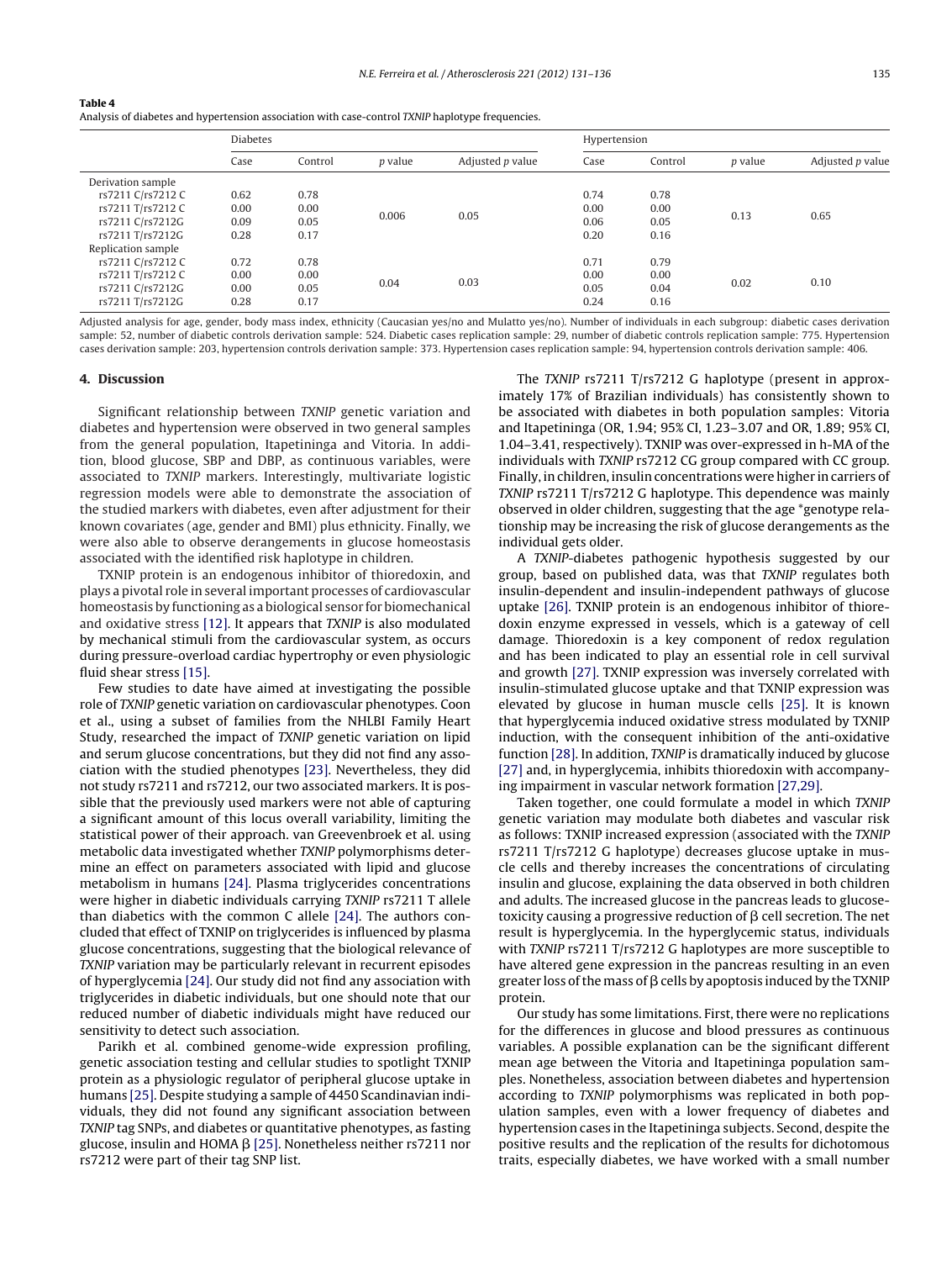**Table 4**
Analysis of diabetes and hypertension association with case-control *TXNIP* haplotype frequencies.

| | Diabetes | | | | Hypertension | | | |
|---|---|---|---|---|---|---|---|---|
| | Case | Control | *p* value | Adjusted *p* value | Case | Control | *p* value | Adjusted *p* value |
| Derivation sample | | | | | | | | |
| rs7211 C/rs7212 C | 0.62 | 0.78 | 0.006 | 0.05 | 0.74 | 0.78 | 0.13 | 0.65 |
| rs7211 T/rs7212 C | 0.00 | 0.00 | | | 0.00 | 0.00 | | |
| rs7211 C/rs7212G | 0.09 | 0.05 | | | 0.06 | 0.05 | | |
| rs7211 T/rs7212G | 0.28 | 0.17 | | | 0.20 | 0.16 | | |
| Replication sample | | | | | | | | |
| rs7211 C/rs7212 C | 0.72 | 0.78 | 0.04 | 0.03 | 0.71 | 0.79 | 0.02 | 0.10 |
| rs7211 T/rs7212 C | 0.00 | 0.00 | | | 0.00 | 0.00 | | |
| rs7211 C/rs7212G | 0.00 | 0.05 | | | 0.05 | 0.04 | | |
| rs7211 T/rs7212G | 0.28 | 0.17 | | | 0.24 | 0.16 | | |

Adjusted analysis for age, gender, body mass index, ethnicity (Caucasian yes/no and Mulatto yes/no). Number of individuals in each subgroup: diabetic cases derivation sample: 52, number of diabetic controls derivation sample: 524. Diabetic cases replication sample: 29, number of diabetic controls replication sample: 775. Hypertension cases derivation sample: 203, hypertension controls derivation sample: 373. Hypertension cases replication sample: 94, hypertension controls derivation sample: 406.

## 4. Discussion

Significant relationship between *TXNIP* genetic variation and diabetes and hypertension were observed in two general samples from the general population, Itapetininga and Vitoria. In addition, blood glucose, SBP and DBP, as continuous variables, were associated to *TXNIP* markers. Interestingly, multivariate logistic regression models were able to demonstrate the association of the studied markers with diabetes, even after adjustment for their known covariates (age, gender and BMI) plus ethnicity. Finally, we were also able to observe derangements in glucose homeostasis associated with the identified risk haplotype in children.

TXNIP protein is an endogenous inhibitor of thioredoxin, and plays a pivotal role in several important processes of cardiovascular homeostasis by functioning as a biological sensor for biomechanical and oxidative stress [12]. It appears that *TXNIP* is also modulated by mechanical stimuli from the cardiovascular system, as occurs during pressure-overload cardiac hypertrophy or even physiologic fluid shear stress [15].

Few studies to date have aimed at investigating the possible role of *TXNIP* genetic variation on cardiovascular phenotypes. Coon et al., using a subset of families from the NHLBI Family Heart Study, researched the impact of *TXNIP* genetic variation on lipid and serum glucose concentrations, but they did not find any association with the studied phenotypes [23]. Nevertheless, they did not study rs7211 and rs7212, our two associated markers. It is possible that the previously used markers were not able of capturing a significant amount of this locus overall variability, limiting the statistical power of their approach. van Greevenbroek et al. using metabolic data investigated whether *TXNIP* polymorphisms determine an effect on parameters associated with lipid and glucose metabolism in humans [24]. Plasma triglycerides concentrations were higher in diabetic individuals carrying *TXNIP* rs7211 T allele than diabetics with the common C allele [24]. The authors concluded that effect of TXNIP on triglycerides is influenced by plasma glucose concentrations, suggesting that the biological relevance of *TXNIP* variation may be particularly relevant in recurrent episodes of hyperglycemia [24]. Our study did not find any association with triglycerides in diabetic individuals, but one should note that our reduced number of diabetic individuals might have reduced our sensitivity to detect such association.

Parikh et al. combined genome-wide expression profiling, genetic association testing and cellular studies to spotlight TXNIP protein as a physiologic regulator of peripheral glucose uptake in humans [25]. Despite studying a sample of 4450 Scandinavian individuals, they did not found any significant association between *TXNIP* tag SNPs, and diabetes or quantitative phenotypes, as fasting glucose, insulin and HOMA β [25]. Nonetheless neither rs7211 nor rs7212 were part of their tag SNP list.

The *TXNIP* rs7211 T/rs7212 G haplotype (present in approximately 17% of Brazilian individuals) has consistently shown to be associated with diabetes in both population samples: Vitoria and Itapetininga (OR, 1.94; 95% CI, 1.23–3.07 and OR, 1.89; 95% CI, 1.04–3.41, respectively). TXNIP was over-expressed in h-MA of the individuals with *TXNIP* rs7212 CG group compared with CC group. Finally, in children, insulin concentrations were higher in carriers of *TXNIP* rs7211 T/rs7212 G haplotype. This dependence was mainly observed in older children, suggesting that the age *genotype relationship may be increasing the risk of glucose derangements as the individual gets older.

A *TXNIP*-diabetes pathogenic hypothesis suggested by our group, based on published data, was that *TXNIP* regulates both insulin-dependent and insulin-independent pathways of glucose uptake [26]. TXNIP protein is an endogenous inhibitor of thioredoxin enzyme expressed in vessels, which is a gateway of cell damage. Thioredoxin is a key component of redox regulation and has been indicated to play an essential role in cell survival and growth [27]. TXNIP expression was inversely correlated with insulin-stimulated glucose uptake and that TXNIP expression was elevated by glucose in human muscle cells [25]. It is known that hyperglycemia induced oxidative stress modulated by TXNIP induction, with the consequent inhibition of the anti-oxidative function [28]. In addition, *TXNIP* is dramatically induced by glucose [27] and, in hyperglycemia, inhibits thioredoxin with accompanying impairment in vascular network formation [27,29].

Taken together, one could formulate a model in which *TXNIP* genetic variation may modulate both diabetes and vascular risk as follows: TXNIP increased expression (associated with the *TXNIP* rs7211 T/rs7212 G haplotype) decreases glucose uptake in muscle cells and thereby increases the concentrations of circulating insulin and glucose, explaining the data observed in both children and adults. The increased glucose in the pancreas leads to glucose-toxicity causing a progressive reduction of β cell secretion. The net result is hyperglycemia. In the hyperglycemic status, individuals with *TXNIP* rs7211 T/rs7212 G haplotypes are more susceptible to have altered gene expression in the pancreas resulting in an even greater loss of the mass of β cells by apoptosis induced by the TXNIP protein.

Our study has some limitations. First, there were no replications for the differences in glucose and blood pressures as continuous variables. A possible explanation can be the significant different mean age between the Vitoria and Itapetininga population samples. Nonetheless, association between diabetes and hypertension according to *TXNIP* polymorphisms was replicated in both population samples, even with a lower frequency of diabetes and hypertension cases in the Itapetininga subjects. Second, despite the positive results and the replication of the results for dichotomous traits, especially diabetes, we have worked with a small number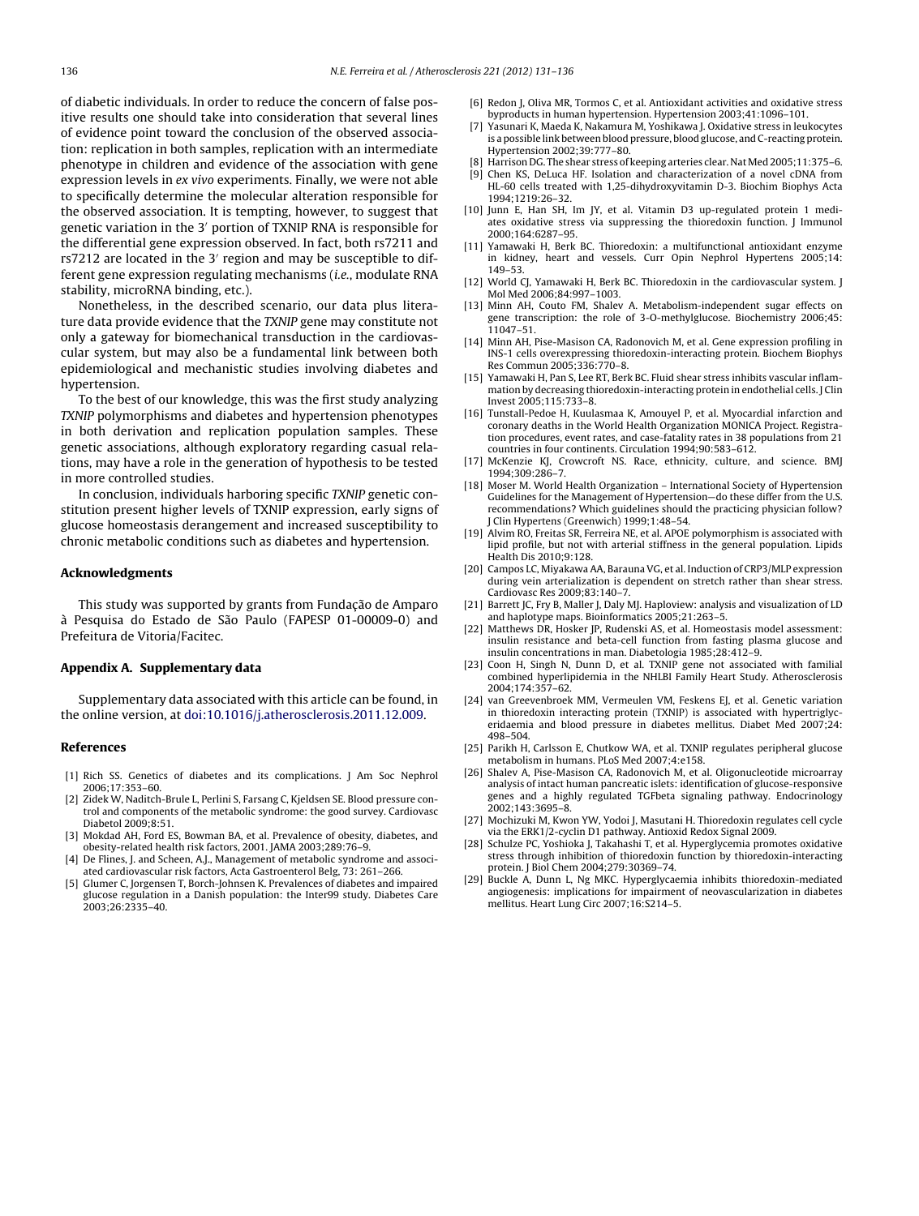of diabetic individuals. In order to reduce the concern of false positive results one should take into consideration that several lines of evidence point toward the conclusion of the observed association: replication in both samples, replication with an intermediate phenotype in children and evidence of the association with gene expression levels in *ex vivo* experiments. Finally, we were not able to specifically determine the molecular alteration responsible for the observed association. It is tempting, however, to suggest that genetic variation in the 3′ portion of TXNIP RNA is responsible for the differential gene expression observed. In fact, both rs7211 and rs7212 are located in the 3′ region and may be susceptible to different gene expression regulating mechanisms (*i.e.*, modulate RNA stability, microRNA binding, etc.).

Nonetheless, in the described scenario, our data plus literature data provide evidence that the *TXNIP* gene may constitute not only a gateway for biomechanical transduction in the cardiovascular system, but may also be a fundamental link between both epidemiological and mechanistic studies involving diabetes and hypertension.

To the best of our knowledge, this was the first study analyzing *TXNIP* polymorphisms and diabetes and hypertension phenotypes in both derivation and replication population samples. These genetic associations, although exploratory regarding casual relations, may have a role in the generation of hypothesis to be tested in more controlled studies.

In conclusion, individuals harboring specific *TXNIP* genetic constitution present higher levels of TXNIP expression, early signs of glucose homeostasis derangement and increased susceptibility to chronic metabolic conditions such as diabetes and hypertension.

## Acknowledgments

This study was supported by grants from Fundação de Amparo à Pesquisa do Estado de São Paulo (FAPESP 01-00009-0) and Prefeitura de Vitoria/Facitec.

## Appendix A. Supplementary data

Supplementary data associated with this article can be found, in the online version, at doi:10.1016/j.atherosclerosis.2011.12.009.

## References

[1] Rich SS. Genetics of diabetes and its complications. J Am Soc Nephrol 2006;17:353–60.
[2] Zidek W, Naditch-Brule L, Perlini S, Farsang C, Kjeldsen SE. Blood pressure control and components of the metabolic syndrome: the good survey. Cardiovasc Diabetol 2009;8:51.
[3] Mokdad AH, Ford ES, Bowman BA, et al. Prevalence of obesity, diabetes, and obesity-related health risk factors, 2001. JAMA 2003;289:76–9.
[4] De Flines, J. and Scheen, A.J., Management of metabolic syndrome and associated cardiovascular risk factors, Acta Gastroenterol Belg, 73: 261–266.
[5] Glumer C, Jorgensen T, Borch-Johnsen K. Prevalences of diabetes and impaired glucose regulation in a Danish population: the Inter99 study. Diabetes Care 2003;26:2335–40.
[6] Redon J, Oliva MR, Tormos C, et al. Antioxidant activities and oxidative stress byproducts in human hypertension. Hypertension 2003;41:1096–101.
[7] Yasunari K, Maeda K, Nakamura M, Yoshikawa J. Oxidative stress in leukocytes is a possible link between blood pressure, blood glucose, and C-reacting protein. Hypertension 2002;39:777–80.
[8] Harrison DG. The shear stress of keeping arteries clear. Nat Med 2005;11:375–6.
[9] Chen KS, DeLuca HF. Isolation and characterization of a novel cDNA from HL-60 cells treated with 1,25-dihydroxyvitamin D-3. Biochim Biophys Acta 1994;1219:26–32.
[10] Junn E, Han SH, Im JY, et al. Vitamin D3 up-regulated protein 1 mediates oxidative stress via suppressing the thioredoxin function. J Immunol 2000;164:6287–95.
[11] Yamawaki H, Berk BC. Thioredoxin: a multifunctional antioxidant enzyme in kidney, heart and vessels. Curr Opin Nephrol Hypertens 2005;14: 149–53.
[12] World CJ, Yamawaki H, Berk BC. Thioredoxin in the cardiovascular system. J Mol Med 2006;84:997–1003.
[13] Minn AH, Couto FM, Shalev A. Metabolism-independent sugar effects on gene transcription: the role of 3-O-methylglucose. Biochemistry 2006;45: 11047–51.
[14] Minn AH, Pise-Masison CA, Radonovich M, et al. Gene expression profiling in INS-1 cells overexpressing thioredoxin-interacting protein. Biochem Biophys Res Commun 2005;336:770–8.
[15] Yamawaki H, Pan S, Lee RT, Berk BC. Fluid shear stress inhibits vascular inflammation by decreasing thioredoxin-interacting protein in endothelial cells. J Clin Invest 2005;115:733–8.
[16] Tunstall-Pedoe H, Kuulasmaa K, Amouyel P, et al. Myocardial infarction and coronary deaths in the World Health Organization MONICA Project. Registration procedures, event rates, and case-fatality rates in 38 populations from 21 countries in four continents. Circulation 1994;90:583–612.
[17] McKenzie KJ, Crowcroft NS. Race, ethnicity, culture, and science. BMJ 1994;309:286–7.
[18] Moser M. World Health Organization – International Society of Hypertension Guidelines for the Management of Hypertension—do these differ from the U.S. recommendations? Which guidelines should the practicing physician follow? J Clin Hypertens (Greenwich) 1999;1:48–54.
[19] Alvim RO, Freitas SR, Ferreira NE, et al. APOE polymorphism is associated with lipid profile, but not with arterial stiffness in the general population. Lipids Health Dis 2010;9:128.
[20] Campos LC, Miyakawa AA, Barauna VG, et al. Induction of CRP3/MLP expression during vein arterialization is dependent on stretch rather than shear stress. Cardiovasc Res 2009;83:140–7.
[21] Barrett JC, Fry B, Maller J, Daly MJ. Haploview: analysis and visualization of LD and haplotype maps. Bioinformatics 2005;21:263–5.
[22] Matthews DR, Hosker JP, Rudenski AS, et al. Homeostasis model assessment: insulin resistance and beta-cell function from fasting plasma glucose and insulin concentrations in man. Diabetologia 1985;28:412–9.
[23] Coon H, Singh N, Dunn D, et al. TXNIP gene not associated with familial combined hyperlipidemia in the NHLBI Family Heart Study. Atherosclerosis 2004;174:357–62.
[24] van Greevenbroek MM, Vermeulen VM, Feskens EJ, et al. Genetic variation in thioredoxin interacting protein (TXNIP) is associated with hypertriglyceridaemia and blood pressure in diabetes mellitus. Diabet Med 2007;24: 498–504.
[25] Parikh H, Carlsson E, Chutkow WA, et al. TXNIP regulates peripheral glucose metabolism in humans. PLoS Med 2007;4:e158.
[26] Shalev A, Pise-Masison CA, Radonovich M, et al. Oligonucleotide microarray analysis of intact human pancreatic islets: identification of glucose-responsive genes and a highly regulated TGFbeta signaling pathway. Endocrinology 2002;143:3695–8.
[27] Mochizuki M, Kwon YW, Yodoi J, Masutani H. Thioredoxin regulates cell cycle via the ERK1/2-cyclin D1 pathway. Antioxid Redox Signal 2009.
[28] Schulze PC, Yoshioka J, Takahashi T, et al. Hyperglycemia promotes oxidative stress through inhibition of thioredoxin function by thioredoxin-interacting protein. J Biol Chem 2004;279:30369–74.
[29] Buckle A, Dunn L, Ng MKC. Hyperglycaemia inhibits thioredoxin-mediated angiogenesis: implications for impairment of neovascularization in diabetes mellitus. Heart Lung Circ 2007;16:S214–5.